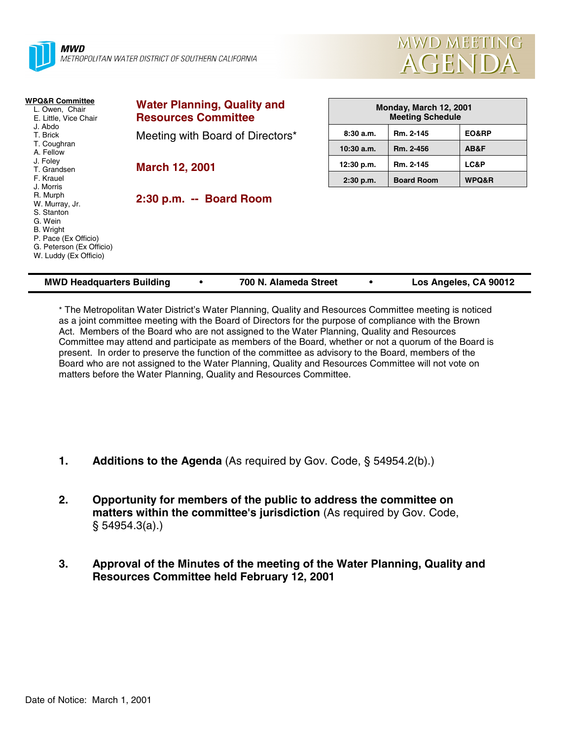**MWD**
*METROPOLITAN WATER DISTRICT OF SOUTHERN CALIFORNIA*

# MWD MEETING AGENDA

**WPQ&R Committee**
L. Owen, Chair
E. Little, Vice Chair
J. Abdo
T. Brick
T. Coughran
A. Fellow
J. Foley
T. Grandsen
F. Krauel
J. Morris
R. Murph
W. Murray, Jr.
S. Stanton
G. Wein
B. Wright
P. Pace (Ex Officio)
G. Peterson (Ex Officio)
W. Luddy (Ex Officio)

## Water Planning, Quality and Resources Committee

Meeting with Board of Directors*

**March 12, 2001**

**2:30 p.m. -- Board Room**

| Monday, March 12, 2001 Meeting Schedule | | |
|---|---|---|
| 8:30 a.m. | Rm. 2-145 | EO&RP |
| 10:30 a.m. | Rm. 2-456 | AB&F |
| 12:30 p.m. | Rm. 2-145 | LC&P |
| 2:30 p.m. | Board Room | WPQ&R |

**MWD Headquarters Building • 700 N. Alameda Street • Los Angeles, CA 90012**

* The Metropolitan Water District's Water Planning, Quality and Resources Committee meeting is noticed as a joint committee meeting with the Board of Directors for the purpose of compliance with the Brown Act. Members of the Board who are not assigned to the Water Planning, Quality and Resources Committee may attend and participate as members of the Board, whether or not a quorum of the Board is present. In order to preserve the function of the committee as advisory to the Board, members of the Board who are not assigned to the Water Planning, Quality and Resources Committee will not vote on matters before the Water Planning, Quality and Resources Committee.

1. **Additions to the Agenda** (As required by Gov. Code, § 54954.2(b).)

2. **Opportunity for members of the public to address the committee on matters within the committee's jurisdiction** (As required by Gov. Code, § 54954.3(a).)

3. **Approval of the Minutes of the meeting of the Water Planning, Quality and Resources Committee held February 12, 2001**

Date of Notice: March 1, 2001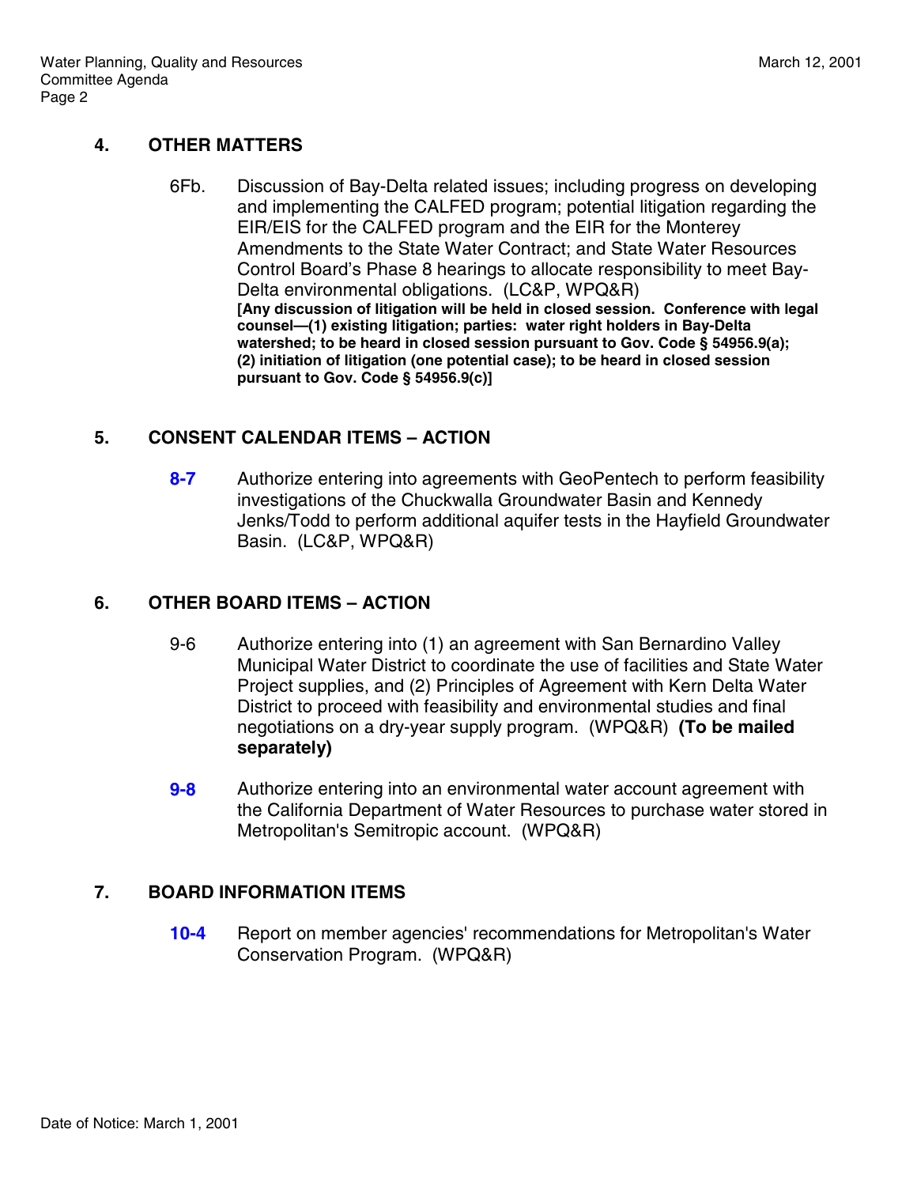## 4. OTHER MATTERS

6Fb. Discussion of Bay-Delta related issues; including progress on developing and implementing the CALFED program; potential litigation regarding the EIR/EIS for the CALFED program and the EIR for the Monterey Amendments to the State Water Contract; and State Water Resources Control Board's Phase 8 hearings to allocate responsibility to meet Bay-Delta environmental obligations. (LC&P, WPQ&R)
**[Any discussion of litigation will be held in closed session. Conference with legal counsel—(1) existing litigation; parties: water right holders in Bay-Delta watershed; to be heard in closed session pursuant to Gov. Code § 54956.9(a); (2) initiation of litigation (one potential case); to be heard in closed session pursuant to Gov. Code § 54956.9(c)]**

## 5. CONSENT CALENDAR ITEMS – ACTION

**8-7** Authorize entering into agreements with GeoPentech to perform feasibility investigations of the Chuckwalla Groundwater Basin and Kennedy Jenks/Todd to perform additional aquifer tests in the Hayfield Groundwater Basin. (LC&P, WPQ&R)

## 6. OTHER BOARD ITEMS – ACTION

9-6 Authorize entering into (1) an agreement with San Bernardino Valley Municipal Water District to coordinate the use of facilities and State Water Project supplies, and (2) Principles of Agreement with Kern Delta Water District to proceed with feasibility and environmental studies and final negotiations on a dry-year supply program. (WPQ&R) **(To be mailed separately)**

**9-8** Authorize entering into an environmental water account agreement with the California Department of Water Resources to purchase water stored in Metropolitan's Semitropic account. (WPQ&R)

## 7. BOARD INFORMATION ITEMS

**10-4** Report on member agencies' recommendations for Metropolitan's Water Conservation Program. (WPQ&R)

Date of Notice: March 1, 2001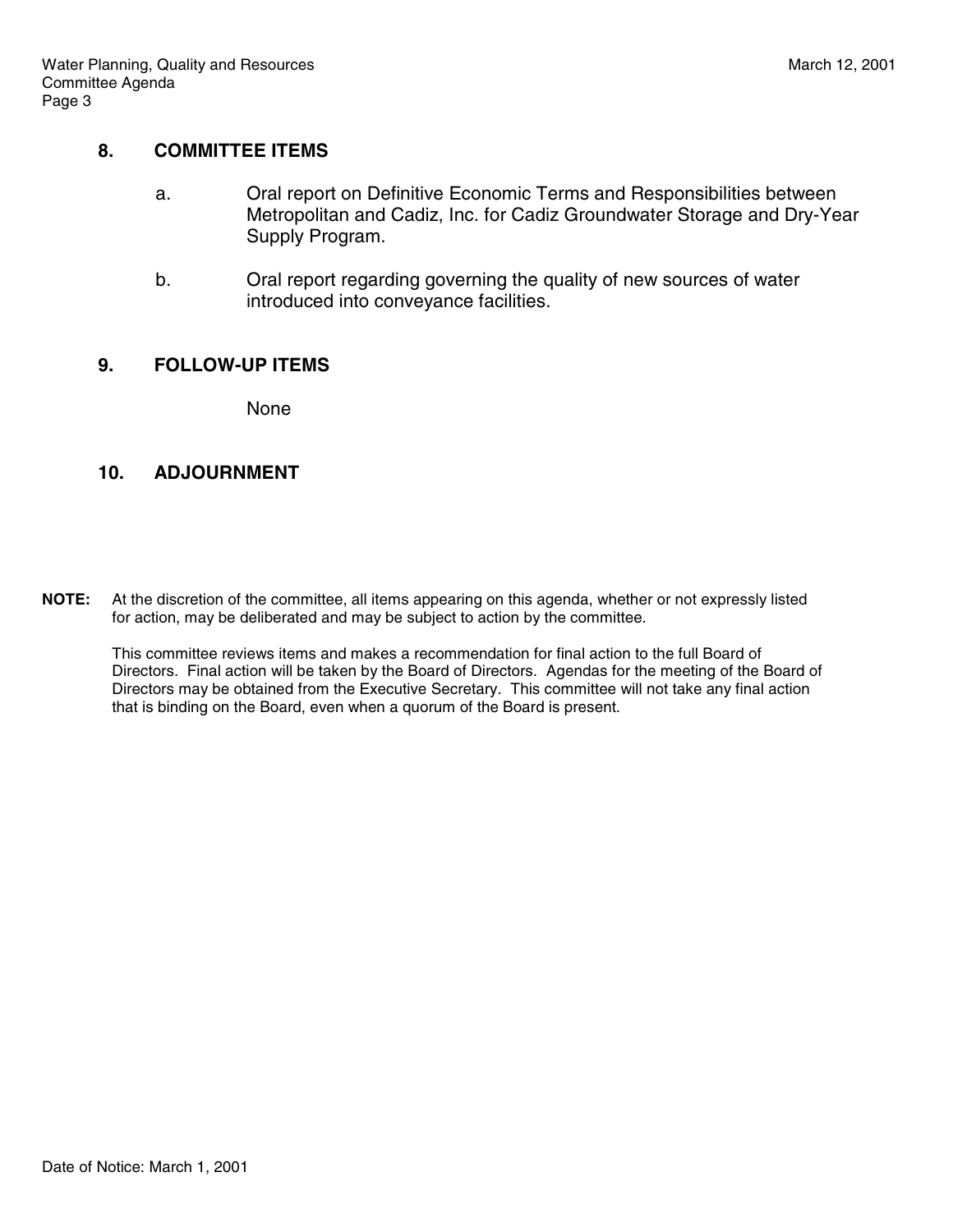## 8. COMMITTEE ITEMS

a. Oral report on Definitive Economic Terms and Responsibilities between Metropolitan and Cadiz, Inc. for Cadiz Groundwater Storage and Dry-Year Supply Program.

b. Oral report regarding governing the quality of new sources of water introduced into conveyance facilities.

## 9. FOLLOW-UP ITEMS

None

## 10. ADJOURNMENT

**NOTE:** At the discretion of the committee, all items appearing on this agenda, whether or not expressly listed for action, may be deliberated and may be subject to action by the committee.

This committee reviews items and makes a recommendation for final action to the full Board of Directors. Final action will be taken by the Board of Directors. Agendas for the meeting of the Board of Directors may be obtained from the Executive Secretary. This committee will not take any final action that is binding on the Board, even when a quorum of the Board is present.

Date of Notice: March 1, 2001